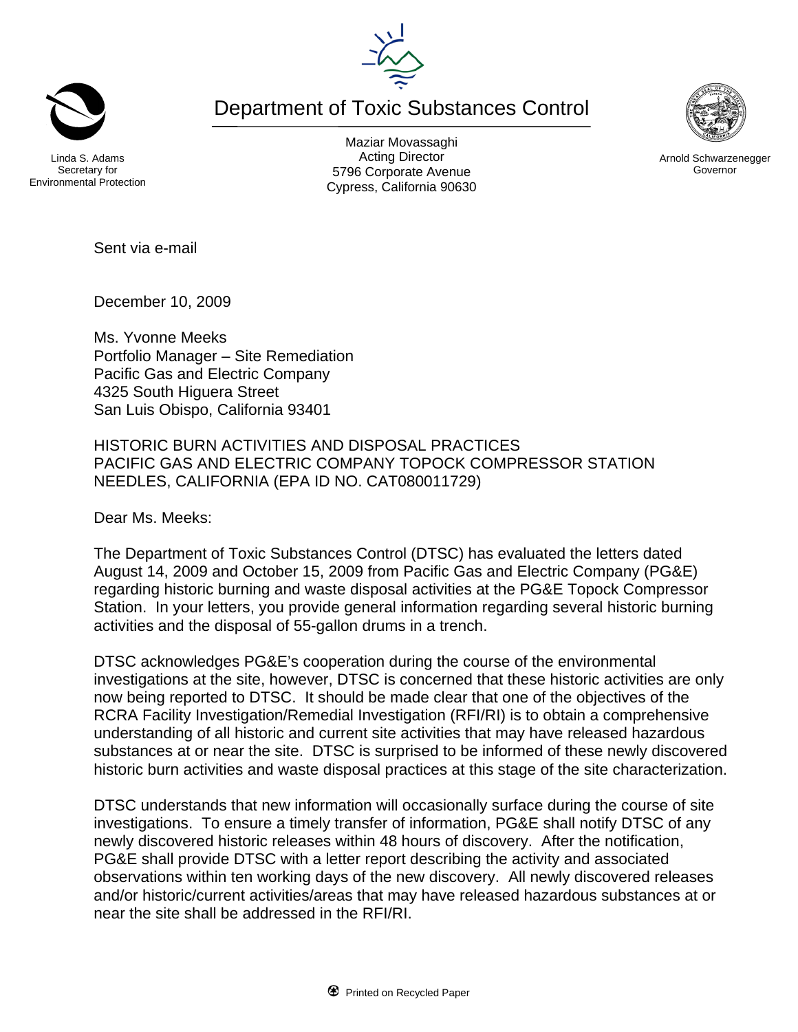Linda S. Adams
Secretary for
Environmental Protection

# Department of Toxic Substances Control

Maziar Movassaghi
Acting Director
5796 Corporate Avenue
Cypress, California 90630

Arnold Schwarzenegger
Governor

Sent via e-mail

December 10, 2009

Ms. Yvonne Meeks
Portfolio Manager – Site Remediation
Pacific Gas and Electric Company
4325 South Higuera Street
San Luis Obispo, California 93401

HISTORIC BURN ACTIVITIES AND DISPOSAL PRACTICES
PACIFIC GAS AND ELECTRIC COMPANY TOPOCK COMPRESSOR STATION
NEEDLES, CALIFORNIA (EPA ID NO. CAT080011729)

Dear Ms. Meeks:

The Department of Toxic Substances Control (DTSC) has evaluated the letters dated August 14, 2009 and October 15, 2009 from Pacific Gas and Electric Company (PG&E) regarding historic burning and waste disposal activities at the PG&E Topock Compressor Station. In your letters, you provide general information regarding several historic burning activities and the disposal of 55-gallon drums in a trench.

DTSC acknowledges PG&E's cooperation during the course of the environmental investigations at the site, however, DTSC is concerned that these historic activities are only now being reported to DTSC. It should be made clear that one of the objectives of the RCRA Facility Investigation/Remedial Investigation (RFI/RI) is to obtain a comprehensive understanding of all historic and current site activities that may have released hazardous substances at or near the site. DTSC is surprised to be informed of these newly discovered historic burn activities and waste disposal practices at this stage of the site characterization.

DTSC understands that new information will occasionally surface during the course of site investigations. To ensure a timely transfer of information, PG&E shall notify DTSC of any newly discovered historic releases within 48 hours of discovery. After the notification, PG&E shall provide DTSC with a letter report describing the activity and associated observations within ten working days of the new discovery. All newly discovered releases and/or historic/current activities/areas that may have released hazardous substances at or near the site shall be addressed in the RFI/RI.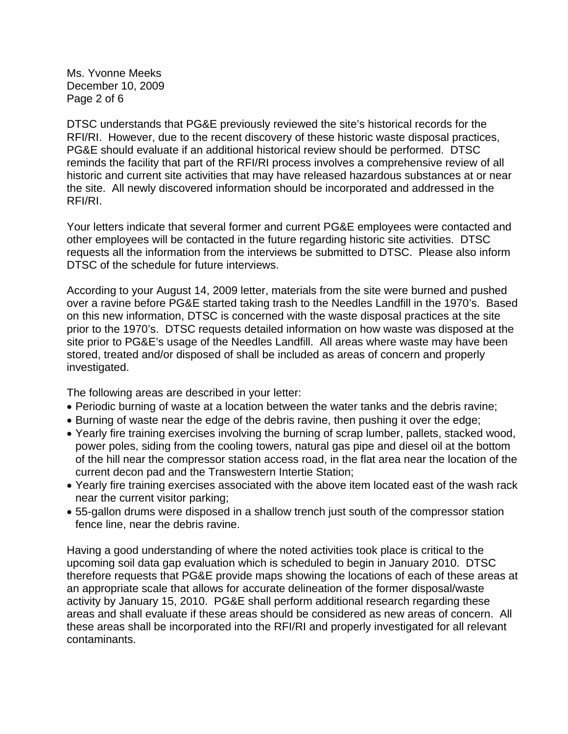DTSC understands that PG&E previously reviewed the site's historical records for the RFI/RI. However, due to the recent discovery of these historic waste disposal practices, PG&E should evaluate if an additional historical review should be performed. DTSC reminds the facility that part of the RFI/RI process involves a comprehensive review of all historic and current site activities that may have released hazardous substances at or near the site. All newly discovered information should be incorporated and addressed in the RFI/RI.

Your letters indicate that several former and current PG&E employees were contacted and other employees will be contacted in the future regarding historic site activities. DTSC requests all the information from the interviews be submitted to DTSC. Please also inform DTSC of the schedule for future interviews.

According to your August 14, 2009 letter, materials from the site were burned and pushed over a ravine before PG&E started taking trash to the Needles Landfill in the 1970's. Based on this new information, DTSC is concerned with the waste disposal practices at the site prior to the 1970's. DTSC requests detailed information on how waste was disposed at the site prior to PG&E's usage of the Needles Landfill. All areas where waste may have been stored, treated and/or disposed of shall be included as areas of concern and properly investigated.

The following areas are described in your letter:

- Periodic burning of waste at a location between the water tanks and the debris ravine;
- Burning of waste near the edge of the debris ravine, then pushing it over the edge;
- Yearly fire training exercises involving the burning of scrap lumber, pallets, stacked wood, power poles, siding from the cooling towers, natural gas pipe and diesel oil at the bottom of the hill near the compressor station access road, in the flat area near the location of the current decon pad and the Transwestern Intertie Station;
- Yearly fire training exercises associated with the above item located east of the wash rack near the current visitor parking;
- 55-gallon drums were disposed in a shallow trench just south of the compressor station fence line, near the debris ravine.

Having a good understanding of where the noted activities took place is critical to the upcoming soil data gap evaluation which is scheduled to begin in January 2010. DTSC therefore requests that PG&E provide maps showing the locations of each of these areas at an appropriate scale that allows for accurate delineation of the former disposal/waste activity by January 15, 2010. PG&E shall perform additional research regarding these areas and shall evaluate if these areas should be considered as new areas of concern. All these areas shall be incorporated into the RFI/RI and properly investigated for all relevant contaminants.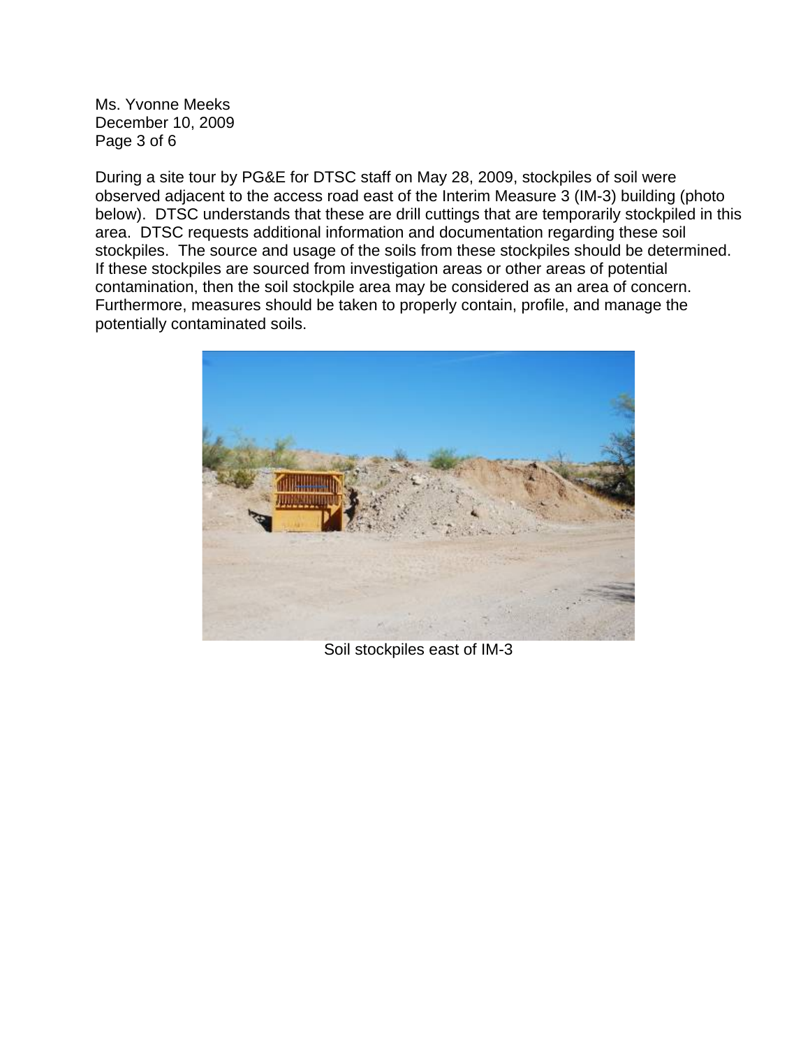During a site tour by PG&E for DTSC staff on May 28, 2009, stockpiles of soil were observed adjacent to the access road east of the Interim Measure 3 (IM-3) building (photo below). DTSC understands that these are drill cuttings that are temporarily stockpiled in this area. DTSC requests additional information and documentation regarding these soil stockpiles. The source and usage of the soils from these stockpiles should be determined. If these stockpiles are sourced from investigation areas or other areas of potential contamination, then the soil stockpile area may be considered as an area of concern. Furthermore, measures should be taken to properly contain, profile, and manage the potentially contaminated soils.

Soil stockpiles east of IM-3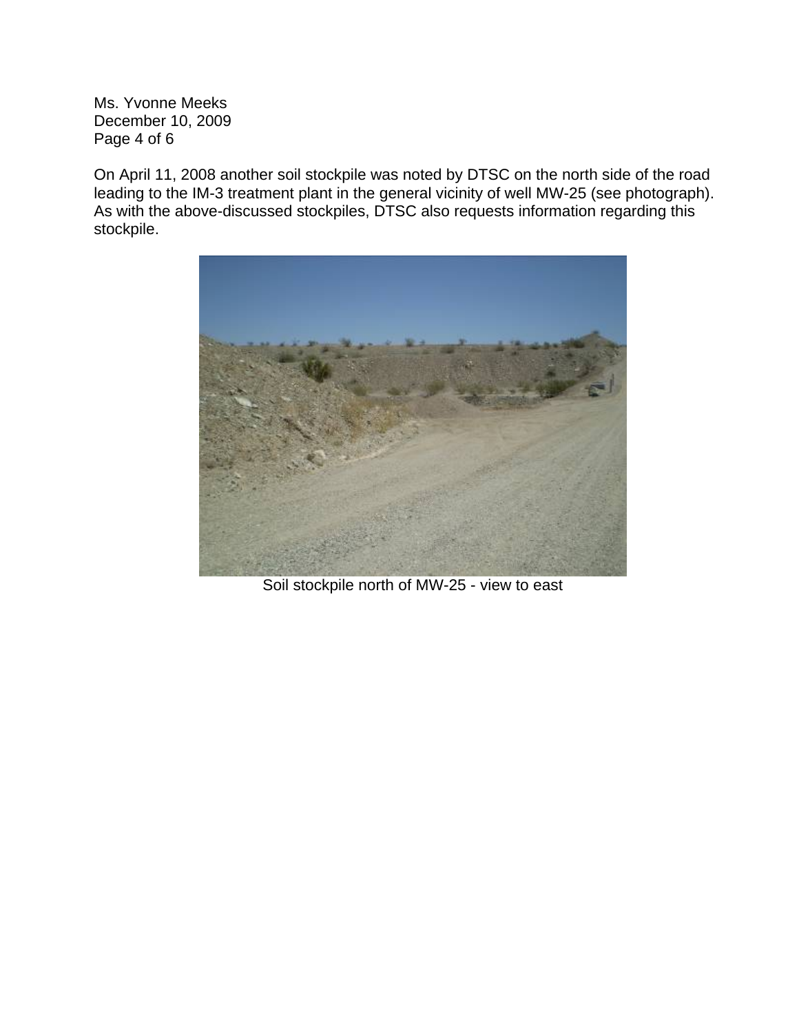On April 11, 2008 another soil stockpile was noted by DTSC on the north side of the road leading to the IM-3 treatment plant in the general vicinity of well MW-25 (see photograph). As with the above-discussed stockpiles, DTSC also requests information regarding this stockpile.

Soil stockpile north of MW-25 - view to east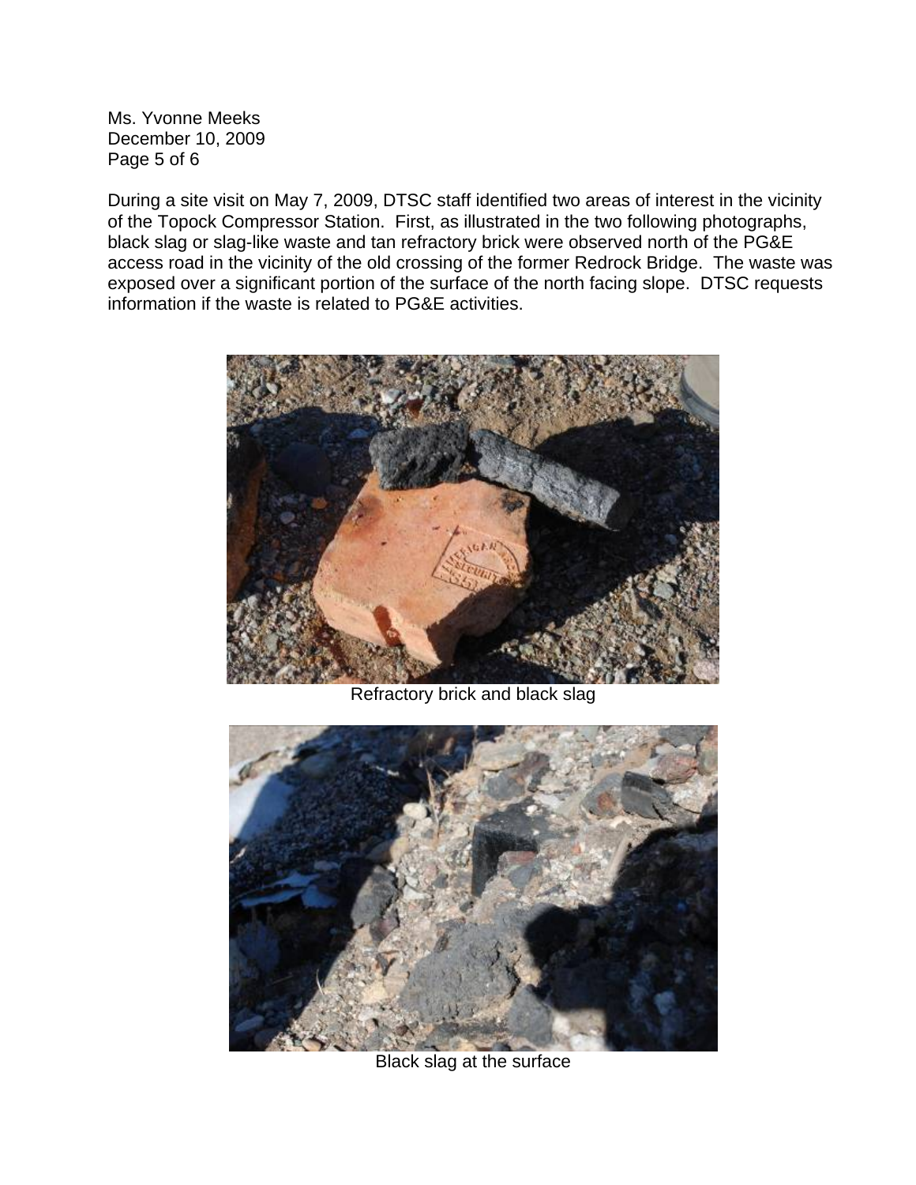Ms. Yvonne Meeks
December 10, 2009

During a site visit on May 7, 2009, DTSC staff identified two areas of interest in the vicinity of the Topock Compressor Station. First, as illustrated in the two following photographs, black slag or slag-like waste and tan refractory brick were observed north of the PG&E access road in the vicinity of the old crossing of the former Redrock Bridge. The waste was exposed over a significant portion of the surface of the north facing slope. DTSC requests information if the waste is related to PG&E activities.

Refractory brick and black slag

Black slag at the surface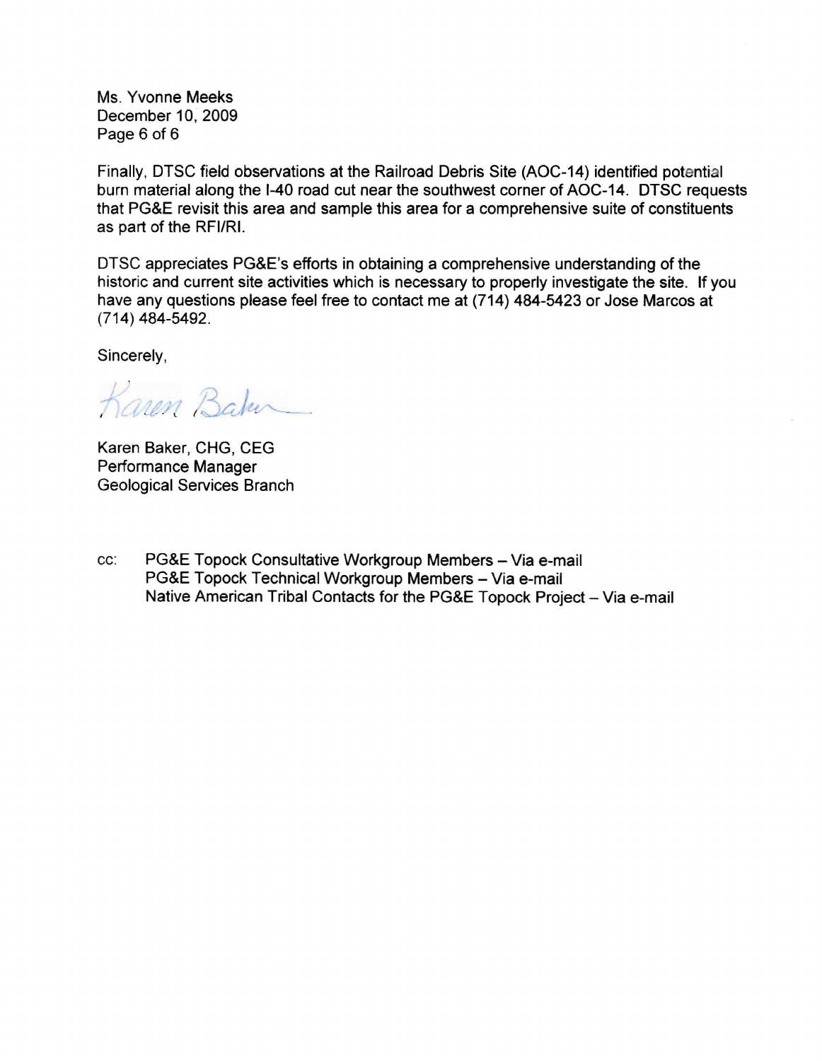Ms. Yvonne Meeks
December 10, 2009

Finally, DTSC field observations at the Railroad Debris Site (AOC-14) identified potential burn material along the I-40 road cut near the southwest corner of AOC-14. DTSC requests that PG&E revisit this area and sample this area for a comprehensive suite of constituents as part of the RFI/RI.

DTSC appreciates PG&E's efforts in obtaining a comprehensive understanding of the historic and current site activities which is necessary to properly investigate the site. If you have any questions please feel free to contact me at (714) 484-5423 or Jose Marcos at (714) 484-5492.

Sincerely,

Karen Baker

Karen Baker, CHG, CEG
Performance Manager
Geological Services Branch

cc: PG&E Topock Consultative Workgroup Members – Via e-mail
PG&E Topock Technical Workgroup Members – Via e-mail
Native American Tribal Contacts for the PG&E Topock Project – Via e-mail